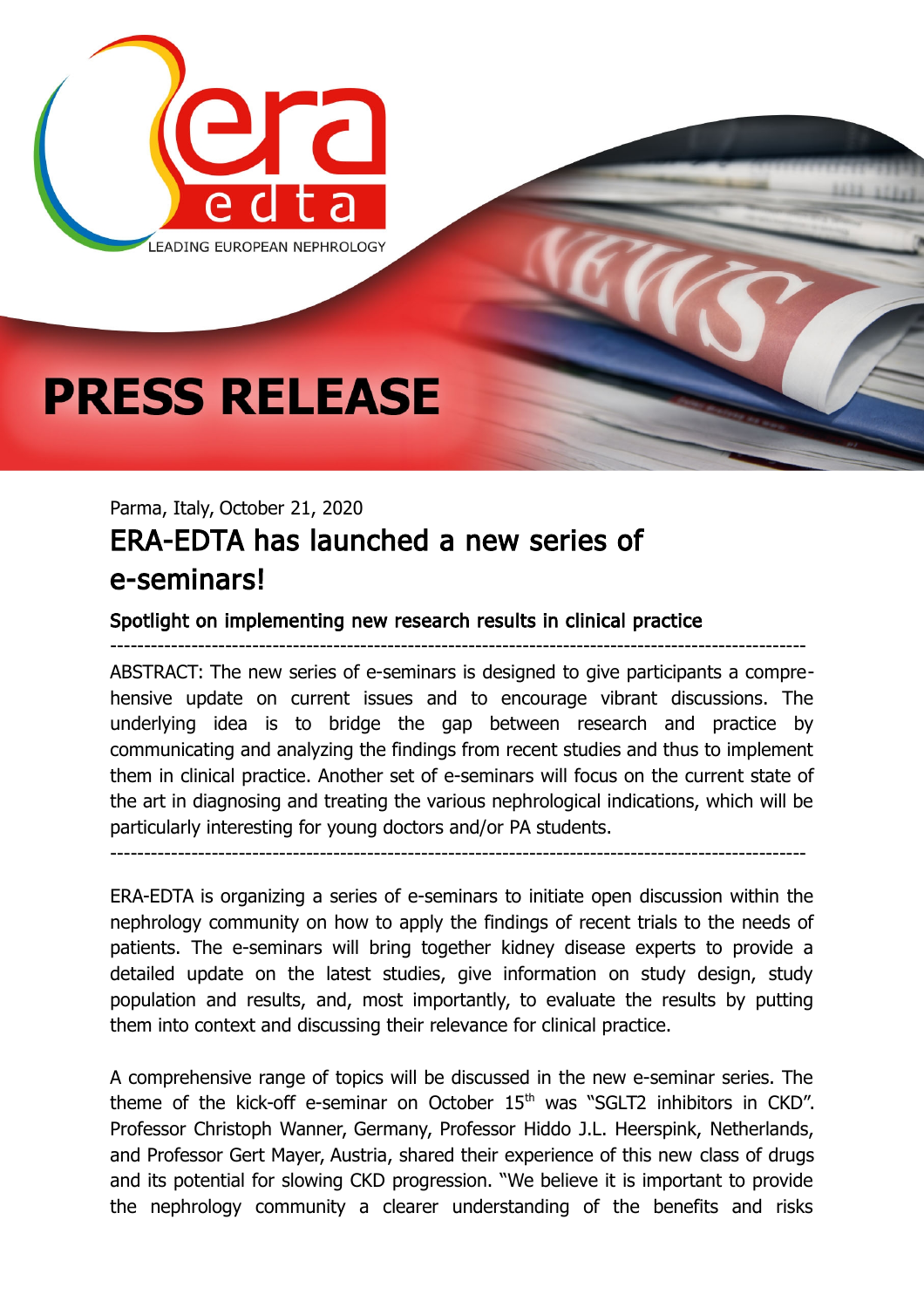# PRESS RELEASE

Parma, Italy, October 21, 2020

## ERA-EDTA has launched a new series of e-seminars!

### Spotlight on implementing new research results in clinical practice

---

ABSTRACT: The new series of e-seminars is designed to give participants a comprehensive update on current issues and to encourage vibrant discussions. The underlying idea is to bridge the gap between research and practice by communicating and analyzing the findings from recent studies and thus to implement them in clinical practice. Another set of e-seminars will focus on the current state of the art in diagnosing and treating the various nephrological indications, which will be particularly interesting for young doctors and/or PA students.

---

ERA-EDTA is organizing a series of e-seminars to initiate open discussion within the nephrology community on how to apply the findings of recent trials to the needs of patients. The e-seminars will bring together kidney disease experts to provide a detailed update on the latest studies, give information on study design, study population and results, and, most importantly, to evaluate the results by putting them into context and discussing their relevance for clinical practice.

A comprehensive range of topics will be discussed in the new e-seminar series. The theme of the kick-off e-seminar on October 15th was "SGLT2 inhibitors in CKD". Professor Christoph Wanner, Germany, Professor Hiddo J.L. Heerspink, Netherlands, and Professor Gert Mayer, Austria, shared their experience of this new class of drugs and its potential for slowing CKD progression. "We believe it is important to provide the nephrology community a clearer understanding of the benefits and risks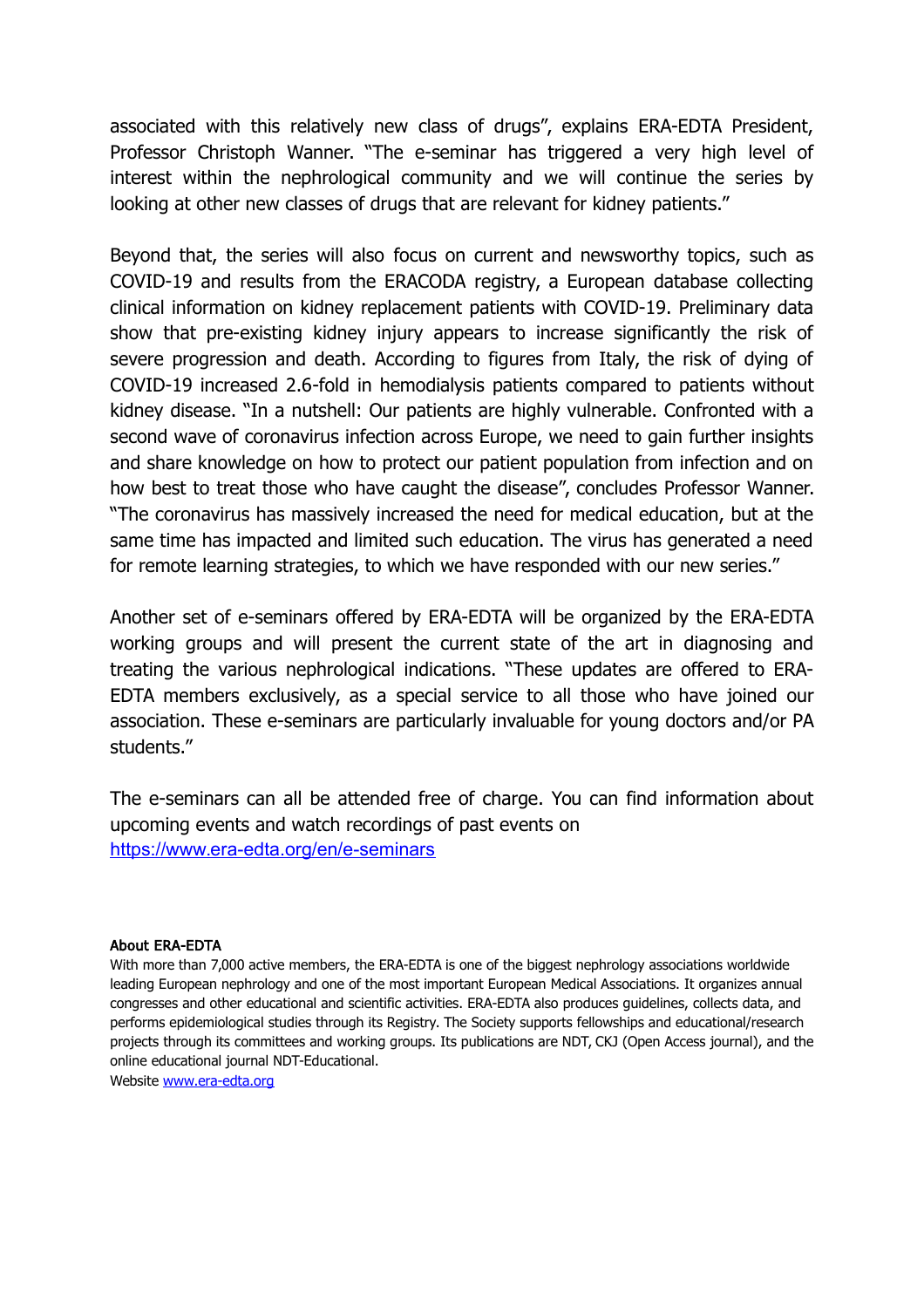associated with this relatively new class of drugs", explains ERA-EDTA President, Professor Christoph Wanner. "The e-seminar has triggered a very high level of interest within the nephrological community and we will continue the series by looking at other new classes of drugs that are relevant for kidney patients."

Beyond that, the series will also focus on current and newsworthy topics, such as COVID-19 and results from the ERACODA registry, a European database collecting clinical information on kidney replacement patients with COVID-19. Preliminary data show that pre-existing kidney injury appears to increase significantly the risk of severe progression and death. According to figures from Italy, the risk of dying of COVID-19 increased 2.6-fold in hemodialysis patients compared to patients without kidney disease. "In a nutshell: Our patients are highly vulnerable. Confronted with a second wave of coronavirus infection across Europe, we need to gain further insights and share knowledge on how to protect our patient population from infection and on how best to treat those who have caught the disease", concludes Professor Wanner. "The coronavirus has massively increased the need for medical education, but at the same time has impacted and limited such education. The virus has generated a need for remote learning strategies, to which we have responded with our new series."

Another set of e-seminars offered by ERA-EDTA will be organized by the ERA-EDTA working groups and will present the current state of the art in diagnosing and treating the various nephrological indications. "These updates are offered to ERA-EDTA members exclusively, as a special service to all those who have joined our association. These e-seminars are particularly invaluable for young doctors and/or PA students."

The e-seminars can all be attended free of charge. You can find information about upcoming events and watch recordings of past events on https://www.era-edta.org/en/e-seminars

**About ERA-EDTA**

With more than 7,000 active members, the ERA-EDTA is one of the biggest nephrology associations worldwide leading European nephrology and one of the most important European Medical Associations. It organizes annual congresses and other educational and scientific activities. ERA-EDTA also produces guidelines, collects data, and performs epidemiological studies through its Registry. The Society supports fellowships and educational/research projects through its committees and working groups. Its publications are NDT, CKJ (Open Access journal), and the online educational journal NDT-Educational.

Website www.era-edta.org